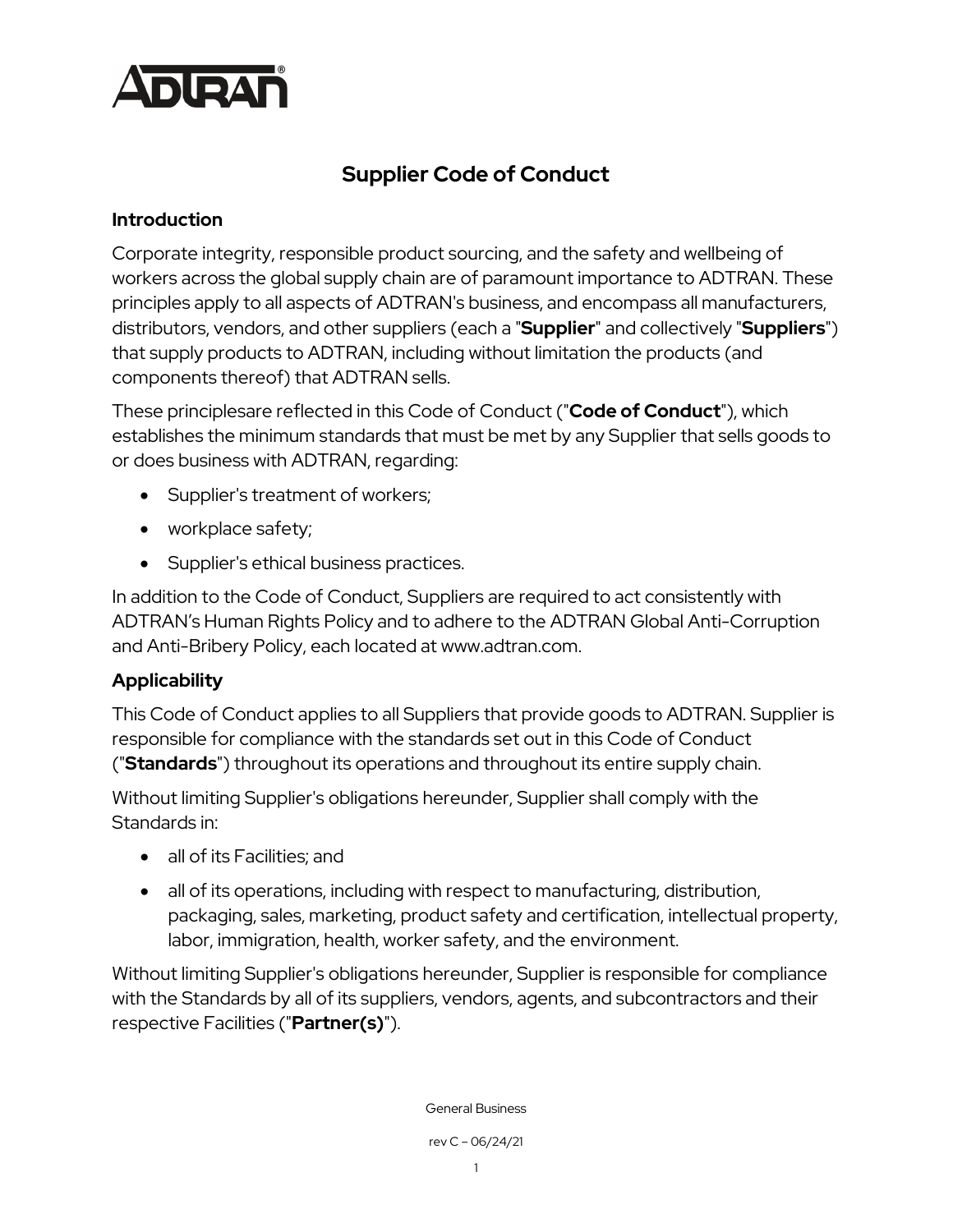# Supplier Code of Conduct

## Introduction

Corporate integrity, responsible product sourcing, and the safety and wellbeing of workers across the global supply chain are of paramount importance to ADTRAN. These principles apply to all aspects of ADTRAN's business, and encompass all manufacturers, distributors, vendors, and other suppliers (each a "**Supplier**" and collectively "**Suppliers**") that supply products to ADTRAN, including without limitation the products (and components thereof) that ADTRAN sells.

These principlesare reflected in this Code of Conduct ("**Code of Conduct**"), which establishes the minimum standards that must be met by any Supplier that sells goods to or does business with ADTRAN, regarding:

- Supplier's treatment of workers;
- workplace safety;
- Supplier's ethical business practices.

In addition to the Code of Conduct, Suppliers are required to act consistently with ADTRAN's Human Rights Policy and to adhere to the ADTRAN Global Anti-Corruption and Anti-Bribery Policy, each located at www.adtran.com.

## Applicability

This Code of Conduct applies to all Suppliers that provide goods to ADTRAN. Supplier is responsible for compliance with the standards set out in this Code of Conduct ("**Standards**") throughout its operations and throughout its entire supply chain.

Without limiting Supplier's obligations hereunder, Supplier shall comply with the Standards in:

- all of its Facilities; and
- all of its operations, including with respect to manufacturing, distribution, packaging, sales, marketing, product safety and certification, intellectual property, labor, immigration, health, worker safety, and the environment.

Without limiting Supplier's obligations hereunder, Supplier is responsible for compliance with the Standards by all of its suppliers, vendors, agents, and subcontractors and their respective Facilities ("**Partner(s)**").

General Business

rev C – 06/24/21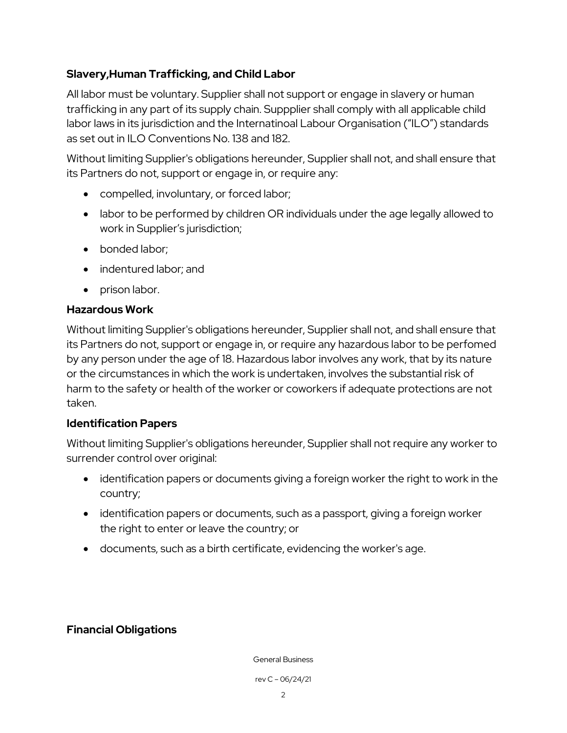### Slavery,Human Trafficking, and Child Labor

All labor must be voluntary. Supplier shall not support or engage in slavery or human trafficking in any part of its supply chain. Suppplier shall comply with all applicable child labor laws in its jurisdiction and the Internatinoal Labour Organisation ("ILO") standards as set out in ILO Conventions No. 138 and 182.

Without limiting Supplier's obligations hereunder, Supplier shall not, and shall ensure that its Partners do not, support or engage in, or require any:

- compelled, involuntary, or forced labor;
- labor to be performed by children OR individuals under the age legally allowed to work in Supplier's jurisdiction;
- bonded labor;
- indentured labor; and
- prison labor.

### Hazardous Work

Without limiting Supplier's obligations hereunder, Supplier shall not, and shall ensure that its Partners do not, support or engage in, or require any hazardous labor to be perfomed by any person under the age of 18. Hazardous labor involves any work, that by its nature or the circumstances in which the work is undertaken, involves the substantial risk of harm to the safety or health of the worker or coworkers if adequate protections are not taken.

### Identification Papers

Without limiting Supplier's obligations hereunder, Supplier shall not require any worker to surrender control over original:

- identification papers or documents giving a foreign worker the right to work in the country;
- identification papers or documents, such as a passport, giving a foreign worker the right to enter or leave the country; or
- documents, such as a birth certificate, evidencing the worker's age.

### Financial Obligations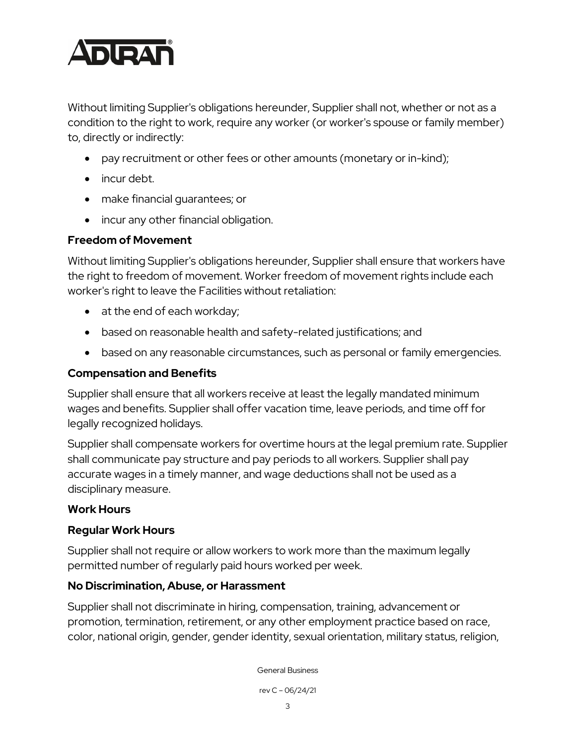Without limiting Supplier's obligations hereunder, Supplier shall not, whether or not as a condition to the right to work, require any worker (or worker's spouse or family member) to, directly or indirectly:

- pay recruitment or other fees or other amounts (monetary or in-kind);
- incur debt.
- make financial guarantees; or
- incur any other financial obligation.

### Freedom of Movement

Without limiting Supplier's obligations hereunder, Supplier shall ensure that workers have the right to freedom of movement. Worker freedom of movement rights include each worker's right to leave the Facilities without retaliation:

- at the end of each workday;
- based on reasonable health and safety-related justifications; and
- based on any reasonable circumstances, such as personal or family emergencies.

### Compensation and Benefits

Supplier shall ensure that all workers receive at least the legally mandated minimum wages and benefits. Supplier shall offer vacation time, leave periods, and time off for legally recognized holidays.

Supplier shall compensate workers for overtime hours at the legal premium rate. Supplier shall communicate pay structure and pay periods to all workers. Supplier shall pay accurate wages in a timely manner, and wage deductions shall not be used as a disciplinary measure.

### Work Hours

### Regular Work Hours

Supplier shall not require or allow workers to work more than the maximum legally permitted number of regularly paid hours worked per week.

### No Discrimination, Abuse, or Harassment

Supplier shall not discriminate in hiring, compensation, training, advancement or promotion, termination, retirement, or any other employment practice based on race, color, national origin, gender, gender identity, sexual orientation, military status, religion,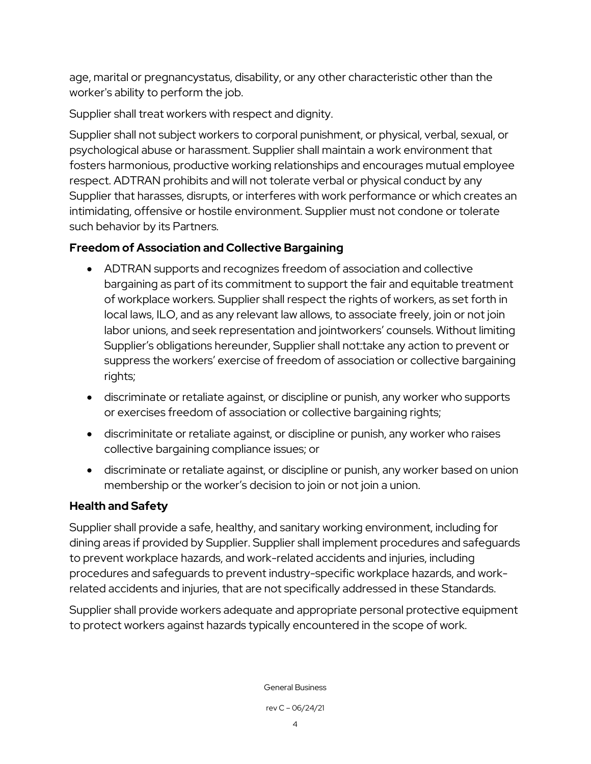age, marital or pregnancystatus, disability, or any other characteristic other than the worker's ability to perform the job.

Supplier shall treat workers with respect and dignity.

Supplier shall not subject workers to corporal punishment, or physical, verbal, sexual, or psychological abuse or harassment. Supplier shall maintain a work environment that fosters harmonious, productive working relationships and encourages mutual employee respect. ADTRAN prohibits and will not tolerate verbal or physical conduct by any Supplier that harasses, disrupts, or interferes with work performance or which creates an intimidating, offensive or hostile environment. Supplier must not condone or tolerate such behavior by its Partners.

### Freedom of Association and Collective Bargaining

- ADTRAN supports and recognizes freedom of association and collective bargaining as part of its commitment to support the fair and equitable treatment of workplace workers. Supplier shall respect the rights of workers, as set forth in local laws, ILO, and as any relevant law allows, to associate freely, join or not join labor unions, and seek representation and jointworkers' counsels. Without limiting Supplier's obligations hereunder, Supplier shall not:take any action to prevent or suppress the workers' exercise of freedom of association or collective bargaining rights;
- discriminate or retaliate against, or discipline or punish, any worker who supports or exercises freedom of association or collective bargaining rights;
- discriminitate or retaliate against, or discipline or punish, any worker who raises collective bargaining compliance issues; or
- discriminate or retaliate against, or discipline or punish, any worker based on union membership or the worker's decision to join or not join a union.

### Health and Safety

Supplier shall provide a safe, healthy, and sanitary working environment, including for dining areas if provided by Supplier. Supplier shall implement procedures and safeguards to prevent workplace hazards, and work-related accidents and injuries, including procedures and safeguards to prevent industry-specific workplace hazards, and work-related accidents and injuries, that are not specifically addressed in these Standards.

Supplier shall provide workers adequate and appropriate personal protective equipment to protect workers against hazards typically encountered in the scope of work.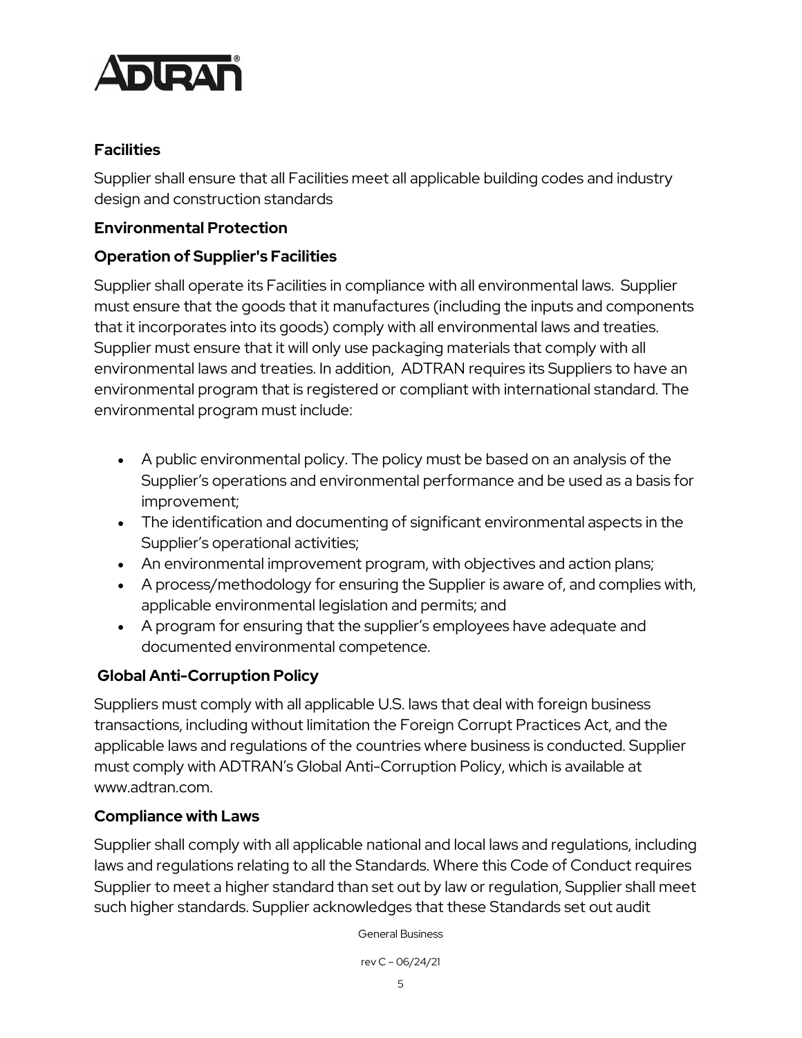**Facilities**

Supplier shall ensure that all Facilities meet all applicable building codes and industry design and construction standards

**Environmental Protection**

**Operation of Supplier's Facilities**

Supplier shall operate its Facilities in compliance with all environmental laws. Supplier must ensure that the goods that it manufactures (including the inputs and components that it incorporates into its goods) comply with all environmental laws and treaties. Supplier must ensure that it will only use packaging materials that comply with all environmental laws and treaties. In addition, ADTRAN requires its Suppliers to have an environmental program that is registered or compliant with international standard. The environmental program must include:

- A public environmental policy. The policy must be based on an analysis of the Supplier's operations and environmental performance and be used as a basis for improvement;
- The identification and documenting of significant environmental aspects in the Supplier's operational activities;
- An environmental improvement program, with objectives and action plans;
- A process/methodology for ensuring the Supplier is aware of, and complies with, applicable environmental legislation and permits; and
- A program for ensuring that the supplier's employees have adequate and documented environmental competence.

**Global Anti-Corruption Policy**

Suppliers must comply with all applicable U.S. laws that deal with foreign business transactions, including without limitation the Foreign Corrupt Practices Act, and the applicable laws and regulations of the countries where business is conducted. Supplier must comply with ADTRAN's Global Anti-Corruption Policy, which is available at www.adtran.com.

**Compliance with Laws**

Supplier shall comply with all applicable national and local laws and regulations, including laws and regulations relating to all the Standards. Where this Code of Conduct requires Supplier to meet a higher standard than set out by law or regulation, Supplier shall meet such higher standards. Supplier acknowledges that these Standards set out audit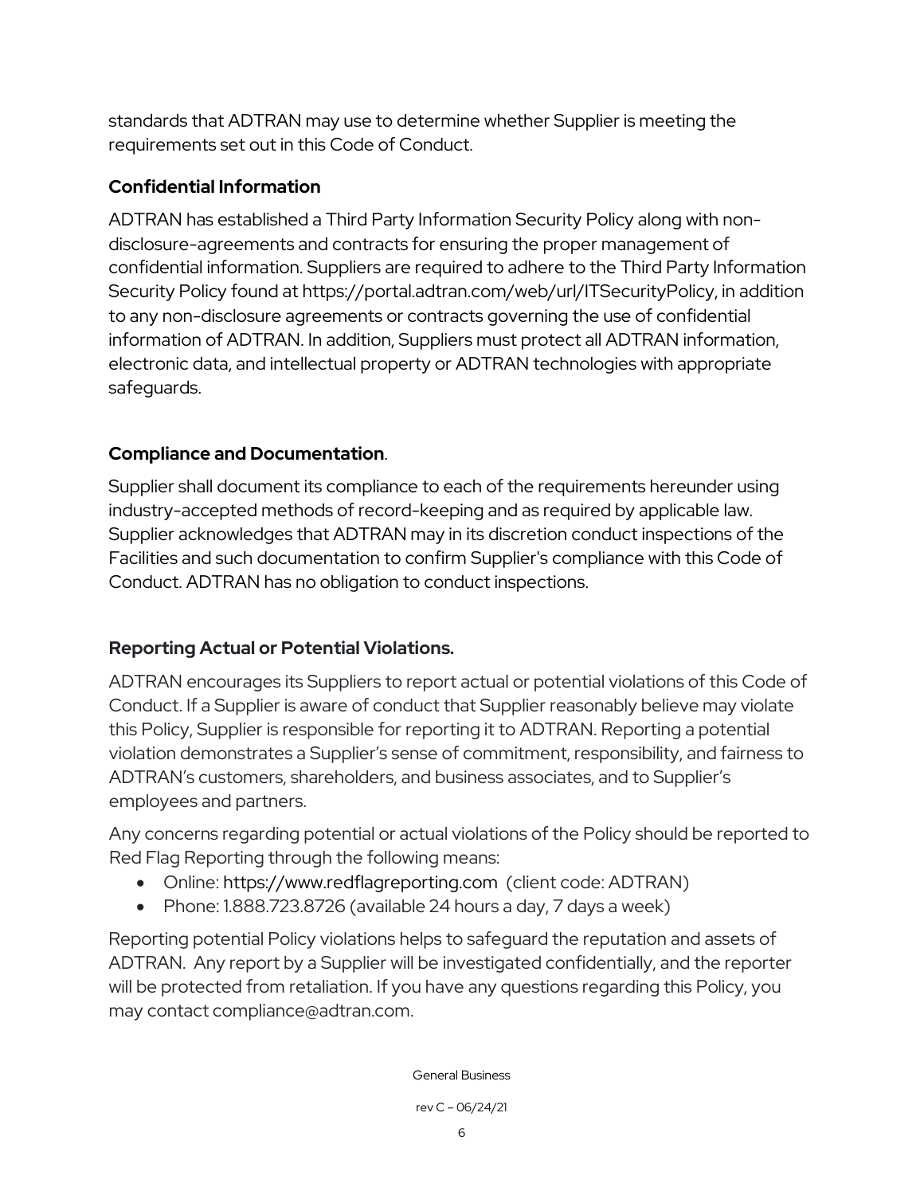standards that ADTRAN may use to determine whether Supplier is meeting the requirements set out in this Code of Conduct.

**Confidential Information**

ADTRAN has established a Third Party Information Security Policy along with non-disclosure-agreements and contracts for ensuring the proper management of confidential information. Suppliers are required to adhere to the Third Party Information Security Policy found at https://portal.adtran.com/web/url/ITSecurityPolicy, in addition to any non-disclosure agreements or contracts governing the use of confidential information of ADTRAN. In addition, Suppliers must protect all ADTRAN information, electronic data, and intellectual property or ADTRAN technologies with appropriate safeguards.

**Compliance and Documentation**.

Supplier shall document its compliance to each of the requirements hereunder using industry-accepted methods of record-keeping and as required by applicable law. Supplier acknowledges that ADTRAN may in its discretion conduct inspections of the Facilities and such documentation to confirm Supplier's compliance with this Code of Conduct. ADTRAN has no obligation to conduct inspections.

**Reporting Actual or Potential Violations.**

ADTRAN encourages its Suppliers to report actual or potential violations of this Code of Conduct. If a Supplier is aware of conduct that Supplier reasonably believe may violate this Policy, Supplier is responsible for reporting it to ADTRAN. Reporting a potential violation demonstrates a Supplier's sense of commitment, responsibility, and fairness to ADTRAN's customers, shareholders, and business associates, and to Supplier's employees and partners.

Any concerns regarding potential or actual violations of the Policy should be reported to Red Flag Reporting through the following means:

- Online: https://www.redflagreporting.com (client code: ADTRAN)
- Phone: 1.888.723.8726 (available 24 hours a day, 7 days a week)

Reporting potential Policy violations helps to safeguard the reputation and assets of ADTRAN. Any report by a Supplier will be investigated confidentially, and the reporter will be protected from retaliation. If you have any questions regarding this Policy, you may contact compliance@adtran.com.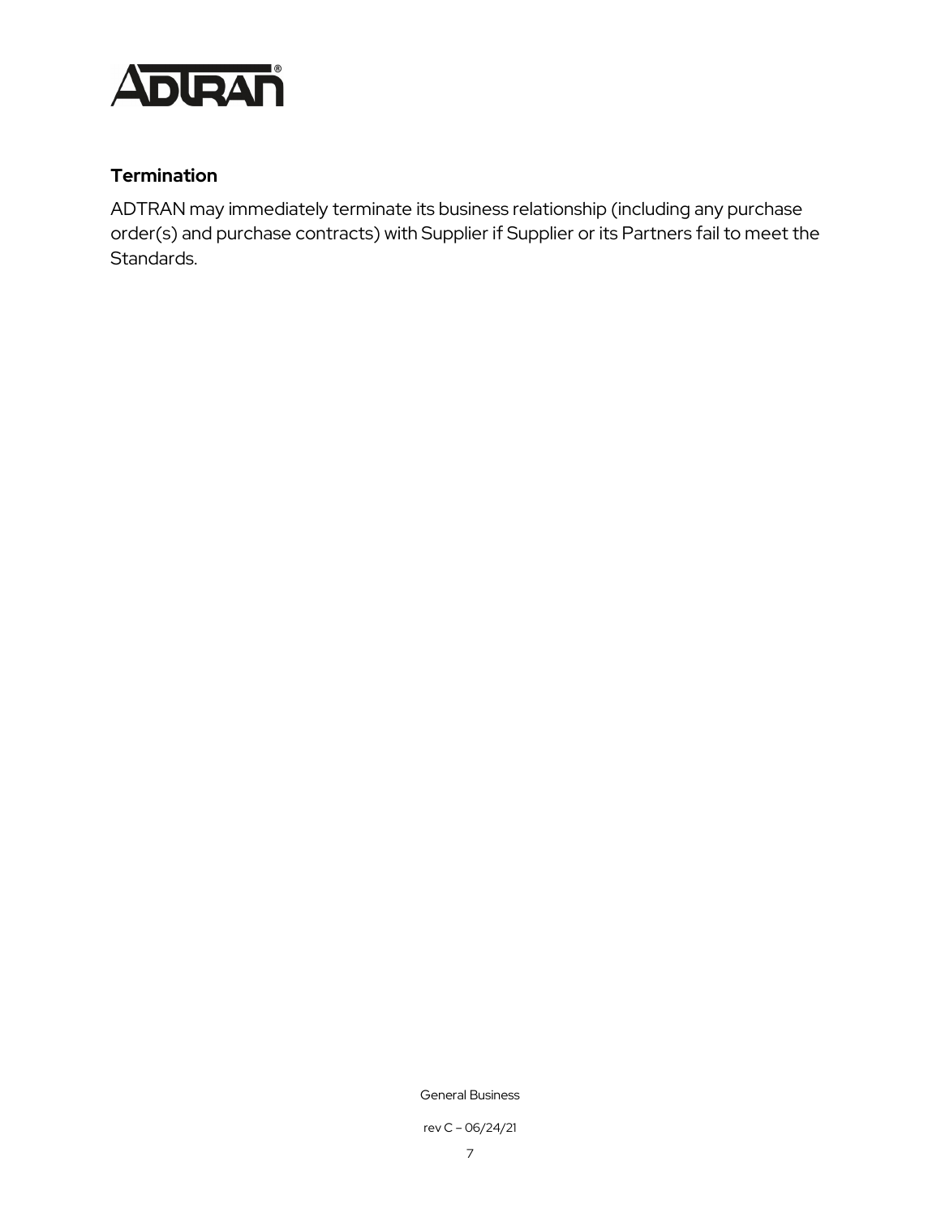## Termination

ADTRAN may immediately terminate its business relationship (including any purchase order(s) and purchase contracts) with Supplier if Supplier or its Partners fail to meet the Standards.